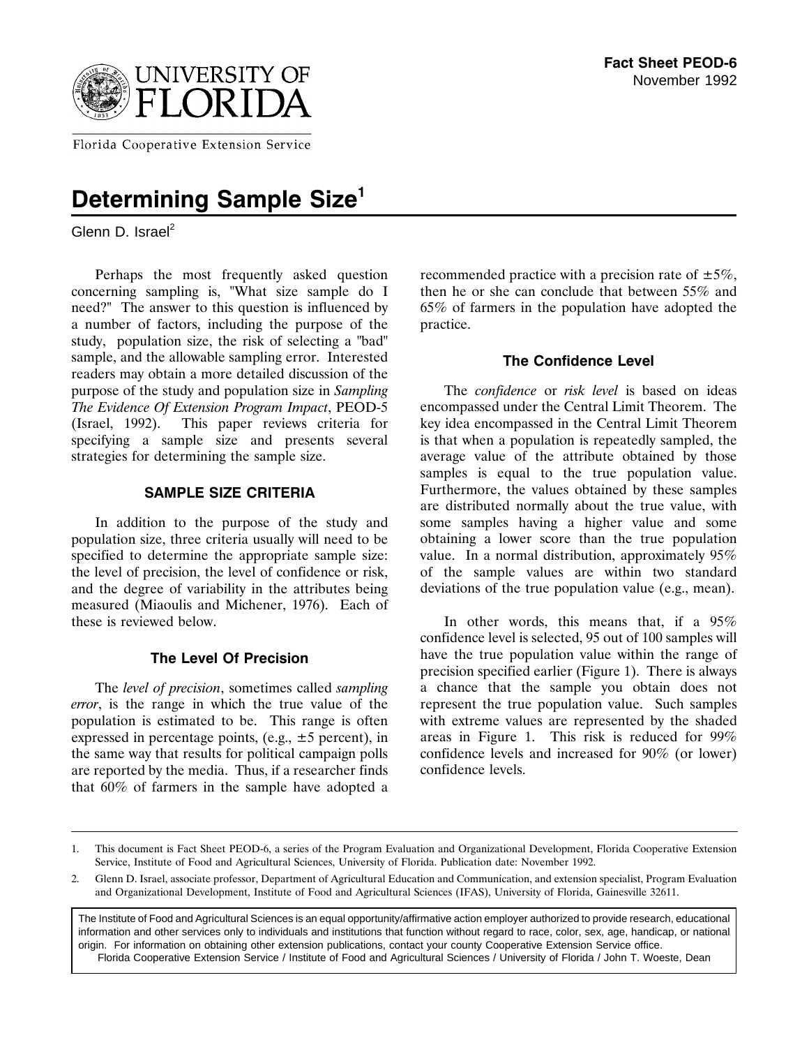University of Florida

Florida Cooperative Extension Service

**Fact Sheet PEOD-6**
November 1992

# Determining Sample Size[1]

Glenn D. Israel[2]

Perhaps the most frequently asked question concerning sampling is, "What size sample do I need?" The answer to this question is influenced by a number of factors, including the purpose of the study, population size, the risk of selecting a "bad" sample, and the allowable sampling error. Interested readers may obtain a more detailed discussion of the purpose of the study and population size in *Sampling The Evidence Of Extension Program Impact*, PEOD-5 (Israel, 1992). This paper reviews criteria for specifying a sample size and presents several strategies for determining the sample size.

## SAMPLE SIZE CRITERIA

In addition to the purpose of the study and population size, three criteria usually will need to be specified to determine the appropriate sample size: the level of precision, the level of confidence or risk, and the degree of variability in the attributes being measured (Miaoulis and Michener, 1976). Each of these is reviewed below.

### The Level Of Precision

The *level of precision*, sometimes called *sampling error*, is the range in which the true value of the population is estimated to be. This range is often expressed in percentage points, (e.g., ±5 percent), in the same way that results for political campaign polls are reported by the media. Thus, if a researcher finds that 60% of farmers in the sample have adopted a recommended practice with a precision rate of ±5%, then he or she can conclude that between 55% and 65% of farmers in the population have adopted the practice.

### The Confidence Level

The *confidence* or *risk level* is based on ideas encompassed under the Central Limit Theorem. The key idea encompassed in the Central Limit Theorem is that when a population is repeatedly sampled, the average value of the attribute obtained by those samples is equal to the true population value. Furthermore, the values obtained by these samples are distributed normally about the true value, with some samples having a higher value and some obtaining a lower score than the true population value. In a normal distribution, approximately 95% of the sample values are within two standard deviations of the true population value (e.g., mean).

In other words, this means that, if a 95% confidence level is selected, 95 out of 100 samples will have the true population value within the range of precision specified earlier (Figure 1). There is always a chance that the sample you obtain does not represent the true population value. Such samples with extreme values are represented by the shaded areas in Figure 1. This risk is reduced for 99% confidence levels and increased for 90% (or lower) confidence levels.

---

1. This document is Fact Sheet PEOD-6, a series of the Program Evaluation and Organizational Development, Florida Cooperative Extension Service, Institute of Food and Agricultural Sciences, University of Florida. Publication date: November 1992.

2. Glenn D. Israel, associate professor, Department of Agricultural Education and Communication, and extension specialist, Program Evaluation and Organizational Development, Institute of Food and Agricultural Sciences (IFAS), University of Florida, Gainesville 32611.

The Institute of Food and Agricultural Sciences is an equal opportunity/affirmative action employer authorized to provide research, educational information and other services only to individuals and institutions that function without regard to race, color, sex, age, handicap, or national origin. For information on obtaining other extension publications, contact your county Cooperative Extension Service office.
Florida Cooperative Extension Service / Institute of Food and Agricultural Sciences / University of Florida / John T. Woeste, Dean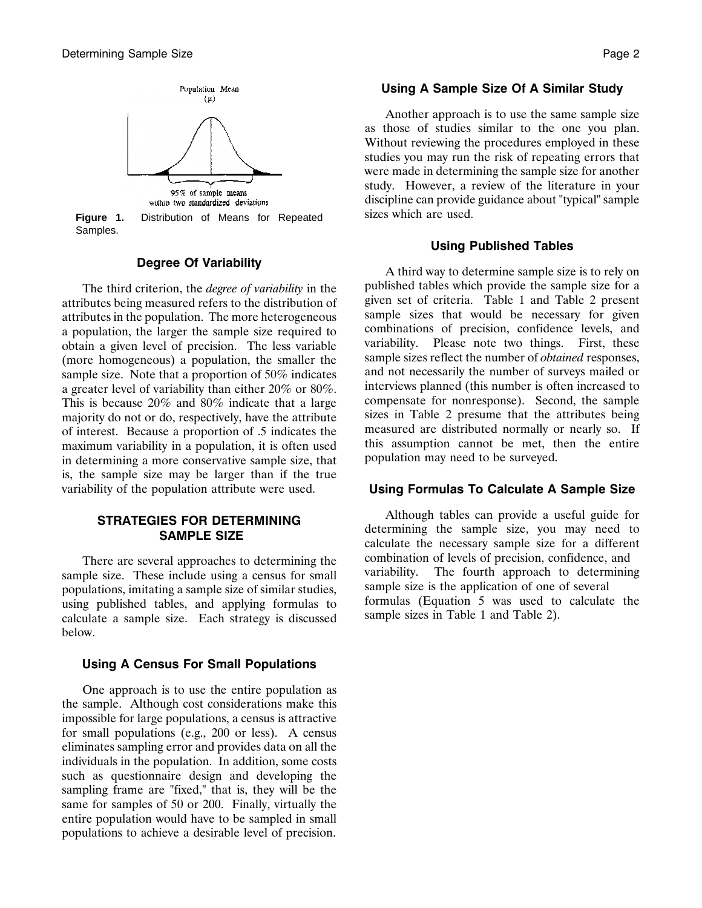Figure 1. Distribution of Means for Repeated Samples.

### Degree Of Variability

The third criterion, the *degree of variability* in the attributes being measured refers to the distribution of attributes in the population. The more heterogeneous a population, the larger the sample size required to obtain a given level of precision. The less variable (more homogeneous) a population, the smaller the sample size. Note that a proportion of 50% indicates a greater level of variability than either 20% or 80%. This is because 20% and 80% indicate that a large majority do not or do, respectively, have the attribute of interest. Because a proportion of .5 indicates the maximum variability in a population, it is often used in determining a more conservative sample size, that is, the sample size may be larger than if the true variability of the population attribute were used.

## STRATEGIES FOR DETERMINING SAMPLE SIZE

There are several approaches to determining the sample size. These include using a census for small populations, imitating a sample size of similar studies, using published tables, and applying formulas to calculate a sample size. Each strategy is discussed below.

### Using A Census For Small Populations

One approach is to use the entire population as the sample. Although cost considerations make this impossible for large populations, a census is attractive for small populations (e.g., 200 or less). A census eliminates sampling error and provides data on all the individuals in the population. In addition, some costs such as questionnaire design and developing the sampling frame are "fixed," that is, they will be the same for samples of 50 or 200. Finally, virtually the entire population would have to be sampled in small populations to achieve a desirable level of precision.

### Using A Sample Size Of A Similar Study

Another approach is to use the same sample size as those of studies similar to the one you plan. Without reviewing the procedures employed in these studies you may run the risk of repeating errors that were made in determining the sample size for another study. However, a review of the literature in your discipline can provide guidance about "typical" sample sizes which are used.

### Using Published Tables

A third way to determine sample size is to rely on published tables which provide the sample size for a given set of criteria. Table 1 and Table 2 present sample sizes that would be necessary for given combinations of precision, confidence levels, and variability. Please note two things. First, these sample sizes reflect the number of *obtained* responses, and not necessarily the number of surveys mailed or interviews planned (this number is often increased to compensate for nonresponse). Second, the sample sizes in Table 2 presume that the attributes being measured are distributed normally or nearly so. If this assumption cannot be met, then the entire population may need to be surveyed.

### Using Formulas To Calculate A Sample Size

Although tables can provide a useful guide for determining the sample size, you may need to calculate the necessary sample size for a different combination of levels of precision, confidence, and variability. The fourth approach to determining sample size is the application of one of several formulas (Equation 5 was used to calculate the sample sizes in Table 1 and Table 2).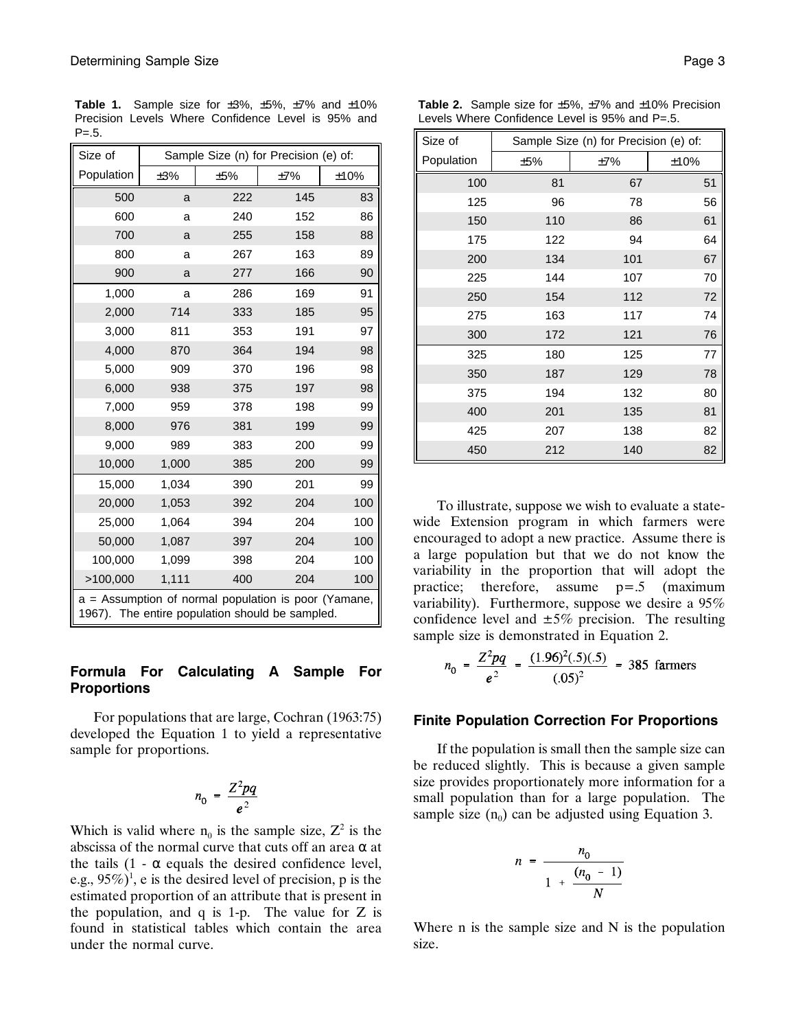**Table 1.** Sample size for ±3%, ±5%, ±7% and ±10% Precision Levels Where Confidence Level is 95% and P=.5.

| Size of Population | Sample Size (n) for Precision (e) of: | | | |
|---|---|---|---|---|
| | ±3% | ±5% | ±7% | ±10% |
| 500 | a | 222 | 145 | 83 |
| 600 | a | 240 | 152 | 86 |
| 700 | a | 255 | 158 | 88 |
| 800 | a | 267 | 163 | 89 |
| 900 | a | 277 | 166 | 90 |
| 1,000 | a | 286 | 169 | 91 |
| 2,000 | 714 | 333 | 185 | 95 |
| 3,000 | 811 | 353 | 191 | 97 |
| 4,000 | 870 | 364 | 194 | 98 |
| 5,000 | 909 | 370 | 196 | 98 |
| 6,000 | 938 | 375 | 197 | 98 |
| 7,000 | 959 | 378 | 198 | 99 |
| 8,000 | 976 | 381 | 199 | 99 |
| 9,000 | 989 | 383 | 200 | 99 |
| 10,000 | 1,000 | 385 | 200 | 99 |
| 15,000 | 1,034 | 390 | 201 | 99 |
| 20,000 | 1,053 | 392 | 204 | 100 |
| 25,000 | 1,064 | 394 | 204 | 100 |
| 50,000 | 1,087 | 397 | 204 | 100 |
| 100,000 | 1,099 | 398 | 204 | 100 |
| >100,000 | 1,111 | 400 | 204 | 100 |

a = Assumption of normal population is poor (Yamane, 1967). The entire population should be sampled.

## Formula For Calculating A Sample For Proportions

For populations that are large, Cochran (1963:75) developed the Equation 1 to yield a representative sample for proportions.

$$n_0 = \frac{Z^2pq}{e^2}$$

Which is valid where $n_0$ is the sample size, $Z^2$ is the abscissa of the normal curve that cuts off an area α at the tails (1 - α equals the desired confidence level, e.g., 95%)[1], e is the desired level of precision, p is the estimated proportion of an attribute that is present in the population, and q is 1-p. The value for Z is found in statistical tables which contain the area under the normal curve.

**Table 2.** Sample size for ±5%, ±7% and ±10% Precision Levels Where Confidence Level is 95% and P=.5.

| Size of Population | Sample Size (n) for Precision (e) of: | | |
|---|---|---|---|
| | ±5% | ±7% | ±10% |
| 100 | 81 | 67 | 51 |
| 125 | 96 | 78 | 56 |
| 150 | 110 | 86 | 61 |
| 175 | 122 | 94 | 64 |
| 200 | 134 | 101 | 67 |
| 225 | 144 | 107 | 70 |
| 250 | 154 | 112 | 72 |
| 275 | 163 | 117 | 74 |
| 300 | 172 | 121 | 76 |
| 325 | 180 | 125 | 77 |
| 350 | 187 | 129 | 78 |
| 375 | 194 | 132 | 80 |
| 400 | 201 | 135 | 81 |
| 425 | 207 | 138 | 82 |
| 450 | 212 | 140 | 82 |

To illustrate, suppose we wish to evaluate a state-wide Extension program in which farmers were encouraged to adopt a new practice. Assume there is a large population but that we do not know the variability in the proportion that will adopt the practice; therefore, assume p=.5 (maximum variability). Furthermore, suppose we desire a 95% confidence level and ±5% precision. The resulting sample size is demonstrated in Equation 2.

$$n_0 = \frac{Z^2pq}{e^2} = \frac{(1.96)^2(.5)(.5)}{(.05)^2} = 385 \text{ farmers}$$

## Finite Population Correction For Proportions

If the population is small then the sample size can be reduced slightly. This is because a given sample size provides proportionately more information for a small population than for a large population. The sample size ($n_0$) can be adjusted using Equation 3.

$$n = \frac{n_0}{1 + \frac{(n_0 - 1)}{N}}$$

Where n is the sample size and N is the population size.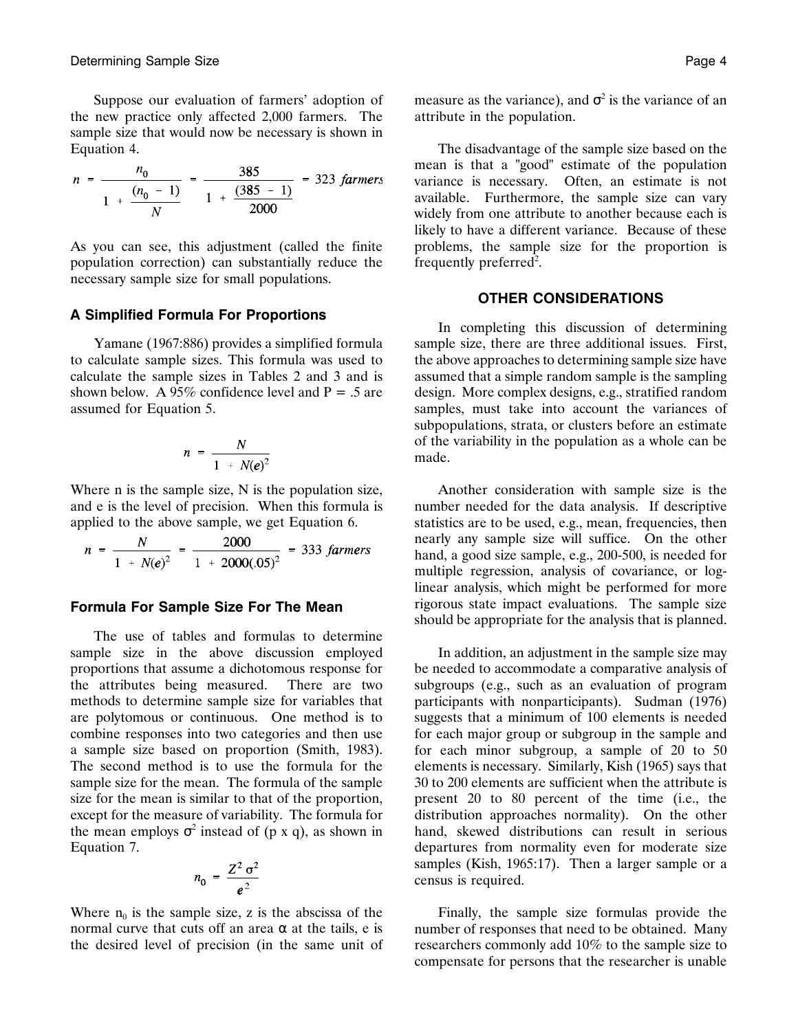Suppose our evaluation of farmers' adoption of the new practice only affected 2,000 farmers. The sample size that would now be necessary is shown in Equation 4.

$$n = \frac{n_0}{1 + \frac{(n_0 - 1)}{N}} = \frac{385}{1 + \frac{(385 - 1)}{2000}} = 323 \textit{ farmers}$$

As you can see, this adjustment (called the finite population correction) can substantially reduce the necessary sample size for small populations.

### A Simplified Formula For Proportions

Yamane (1967:886) provides a simplified formula to calculate sample sizes. This formula was used to calculate the sample sizes in Tables 2 and 3 and is shown below. A 95% confidence level and P = .5 are assumed for Equation 5.

$$n = \frac{N}{1 + N(e)^2}$$

Where n is the sample size, N is the population size, and e is the level of precision. When this formula is applied to the above sample, we get Equation 6.

$$n = \frac{N}{1 + N(e)^2} = \frac{2000}{1 + 2000(.05)^2} = 333 \textit{ farmers}$$

### Formula For Sample Size For The Mean

The use of tables and formulas to determine sample size in the above discussion employed proportions that assume a dichotomous response for the attributes being measured. There are two methods to determine sample size for variables that are polytomous or continuous. One method is to combine responses into two categories and then use a sample size based on proportion (Smith, 1983). The second method is to use the formula for the sample size for the mean. The formula of the sample size for the mean is similar to that of the proportion, except for the measure of variability. The formula for the mean employs $\sigma^2$ instead of (p x q), as shown in Equation 7.

$$n_0 = \frac{Z^2 \sigma^2}{e^2}$$

Where $n_0$ is the sample size, z is the abscissa of the normal curve that cuts off an area $\alpha$ at the tails, e is the desired level of precision (in the same unit of measure as the variance), and $\sigma^2$ is the variance of an attribute in the population.

The disadvantage of the sample size based on the mean is that a "good" estimate of the population variance is necessary. Often, an estimate is not available. Furthermore, the sample size can vary widely from one attribute to another because each is likely to have a different variance. Because of these problems, the sample size for the proportion is frequently preferred[2].

## OTHER CONSIDERATIONS

In completing this discussion of determining sample size, there are three additional issues. First, the above approaches to determining sample size have assumed that a simple random sample is the sampling design. More complex designs, e.g., stratified random samples, must take into account the variances of subpopulations, strata, or clusters before an estimate of the variability in the population as a whole can be made.

Another consideration with sample size is the number needed for the data analysis. If descriptive statistics are to be used, e.g., mean, frequencies, then nearly any sample size will suffice. On the other hand, a good size sample, e.g., 200-500, is needed for multiple regression, analysis of covariance, or log-linear analysis, which might be performed for more rigorous state impact evaluations. The sample size should be appropriate for the analysis that is planned.

In addition, an adjustment in the sample size may be needed to accommodate a comparative analysis of subgroups (e.g., such as an evaluation of program participants with nonparticipants). Sudman (1976) suggests that a minimum of 100 elements is needed for each major group or subgroup in the sample and for each minor subgroup, a sample of 20 to 50 elements is necessary. Similarly, Kish (1965) says that 30 to 200 elements are sufficient when the attribute is present 20 to 80 percent of the time (i.e., the distribution approaches normality). On the other hand, skewed distributions can result in serious departures from normality even for moderate size samples (Kish, 1965:17). Then a larger sample or a census is required.

Finally, the sample size formulas provide the number of responses that need to be obtained. Many researchers commonly add 10% to the sample size to compensate for persons that the researcher is unable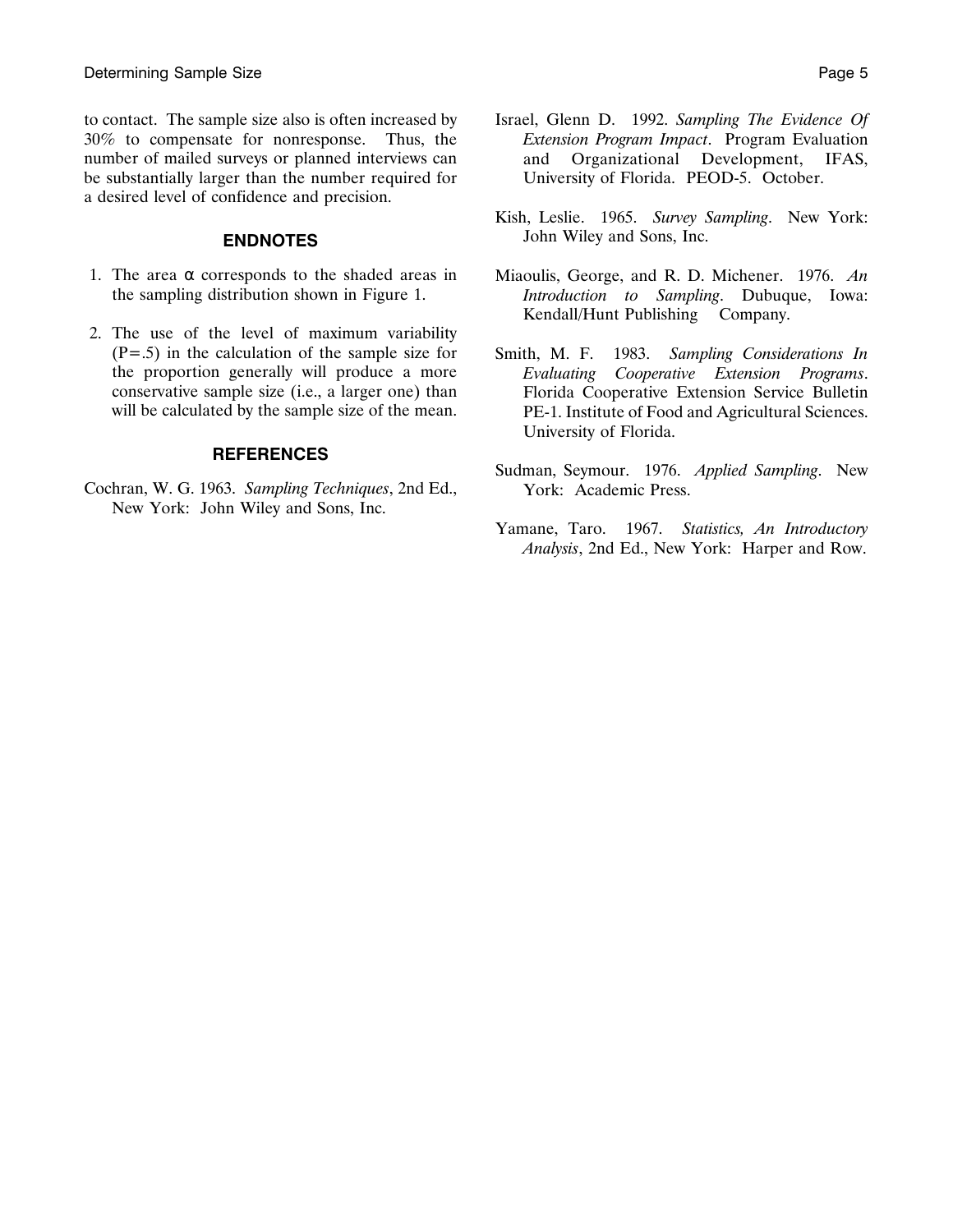to contact. The sample size also is often increased by 30% to compensate for nonresponse. Thus, the number of mailed surveys or planned interviews can be substantially larger than the number required for a desired level of confidence and precision.

## ENDNOTES

1. The area $\alpha$ corresponds to the shaded areas in the sampling distribution shown in Figure 1.

2. The use of the level of maximum variability ($P=.5$) in the calculation of the sample size for the proportion generally will produce a more conservative sample size (i.e., a larger one) than will be calculated by the sample size of the mean.

## REFERENCES

Cochran, W. G. 1963. *Sampling Techniques*, 2nd Ed., New York: John Wiley and Sons, Inc.

Israel, Glenn D. 1992. *Sampling The Evidence Of Extension Program Impact*. Program Evaluation and Organizational Development, IFAS, University of Florida. PEOD-5. October.

Kish, Leslie. 1965. *Survey Sampling*. New York: John Wiley and Sons, Inc.

Miaoulis, George, and R. D. Michener. 1976. *An Introduction to Sampling*. Dubuque, Iowa: Kendall/Hunt Publishing Company.

Smith, M. F. 1983. *Sampling Considerations In Evaluating Cooperative Extension Programs*. Florida Cooperative Extension Service Bulletin PE-1. Institute of Food and Agricultural Sciences. University of Florida.

Sudman, Seymour. 1976. *Applied Sampling*. New York: Academic Press.

Yamane, Taro. 1967. *Statistics, An Introductory Analysis*, 2nd Ed., New York: Harper and Row.